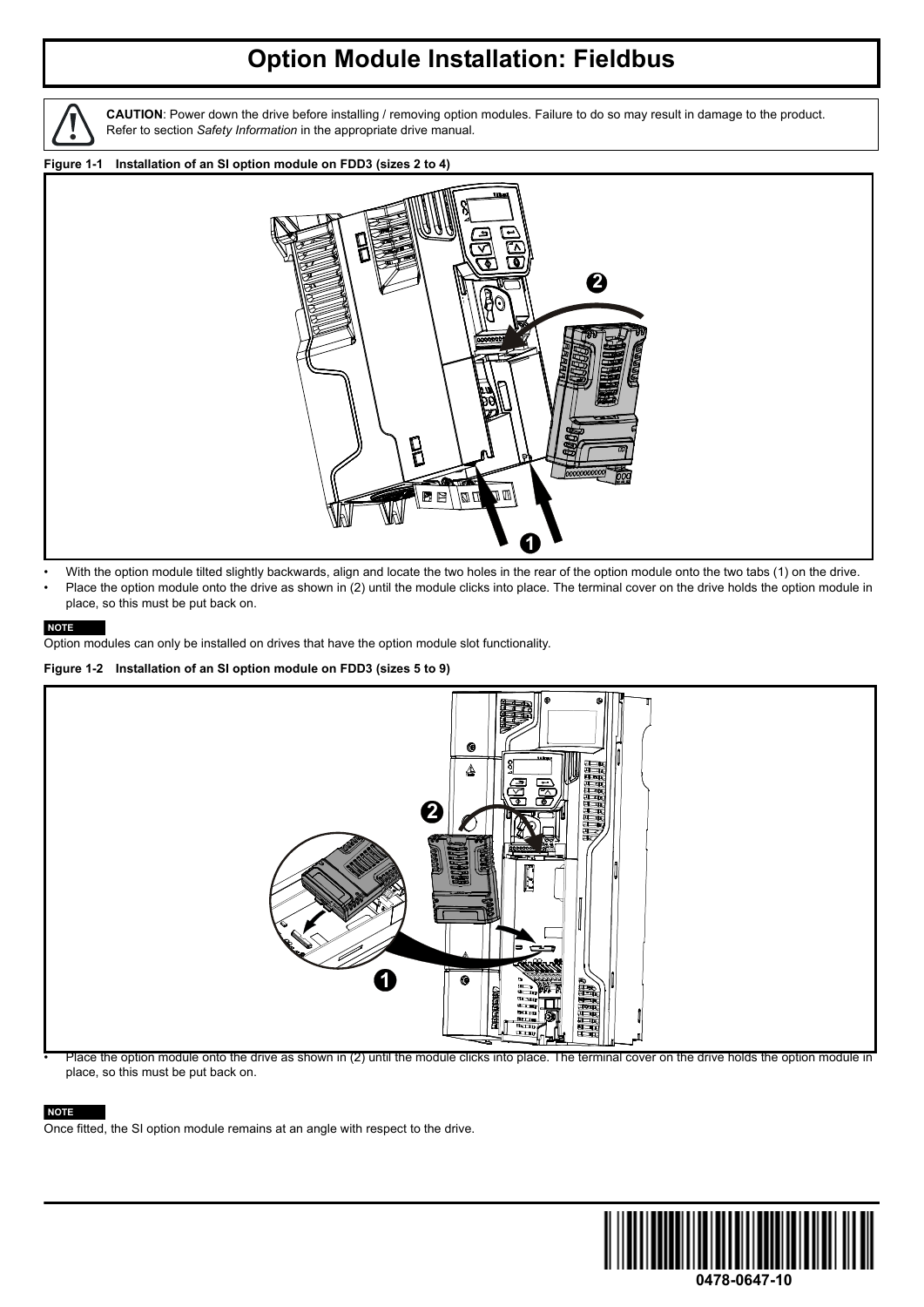# Option Module Installation: Fieldbus

**CAUTION**: Power down the drive before installing / removing option modules. Failure to do so may result in damage to the product. Refer to section *Safety Information* in the appropriate drive manual.

**Figure 1-1 Installation of an SI option module on FDD3 (sizes 2 to 4)**

- With the option module tilted slightly backwards, align and locate the two holes in the rear of the option module onto the two tabs (1) on the drive.
- Place the option module onto the drive as shown in (2) until the module clicks into place. The terminal cover on the drive holds the option module in place, so this must be put back on.

**NOTE**

Option modules can only be installed on drives that have the option module slot functionality.

**Figure 1-2 Installation of an SI option module on FDD3 (sizes 5 to 9)**

- Place the option module onto the drive as shown in (2) until the module clicks into place. The terminal cover on the drive holds the option module in place, so this must be put back on.

**NOTE**

Once fitted, the SI option module remains at an angle with respect to the drive.

0478-0647-10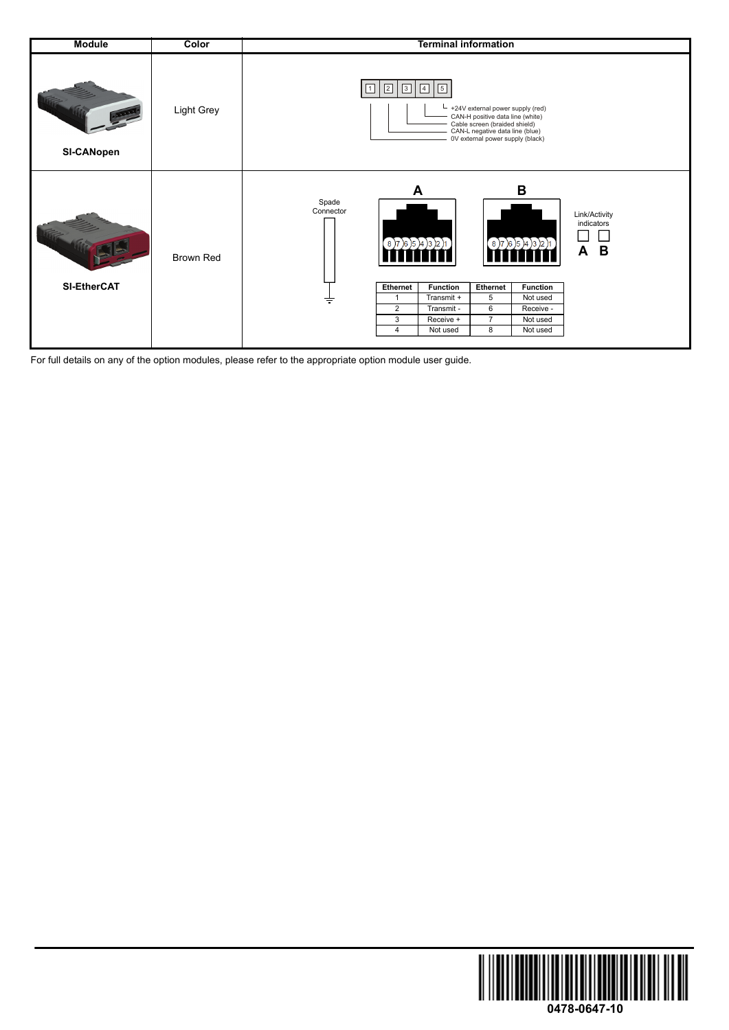| Module | Color | Terminal information |
| --- | --- | --- |
| SI-CANopen | Light Grey | 1 2 3 4 5<br>+24V external power supply (red)<br>CAN-H positive data line (white)<br>Cable screen (braided shield)<br>CAN-L negative data line (blue)<br>0V external power supply (black) |
| SI-EtherCAT | Brown Red | A B<br>Spade Connector<br>8 7 6 5 4 3 2 1<br>Link/Activity indicators A B |

| Ethernet | Function | Ethernet | Function |
| --- | --- | --- | --- |
| 1 | Transmit + | 5 | Not used |
| 2 | Transmit - | 6 | Receive - |
| 3 | Receive + | 7 | Not used |
| 4 | Not used | 8 | Not used |

For full details on any of the option modules, please refer to the appropriate option module user guide.

0478-0647-10